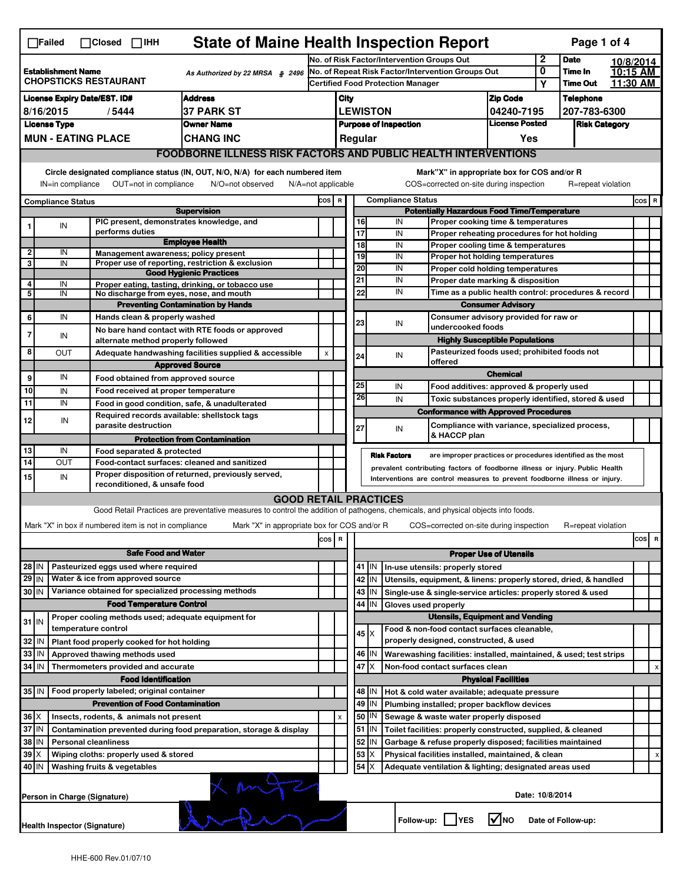☐Failed ☐Closed ☐IHH

# State of Maine Health Inspection Report

| | | | |
|---|---|---|---|
| **Establishment Name** CHOPSTICKS RESTAURANT | As Authorized by 22 MRSA § 2496 | No. of Risk Factor/Intervention Groups Out: 2 | **Date** 10/8/2014 |
| | | No. of Repeat Risk Factor/Intervention Groups Out: 0 | **Time In** 10:15 AM |
| | | Certified Food Protection Manager: Y | **Time Out** 11:30 AM |

| License Expiry Date/EST. ID# | Address | City | Zip Code | Telephone |
|---|---|---|---|---|
| 8/16/2015 / 5444 | 37 PARK ST | LEWISTON | 04240-7195 | 207-783-6300 |

| License Type | Owner Name | Purpose of Inspection | License Posted | Risk Category |
|---|---|---|---|---|
| MUN - EATING PLACE | CHANG INC | Regular | Yes | |

## FOODBORNE ILLNESS RISK FACTORS AND PUBLIC HEALTH INTERVENTIONS

Circle designated compliance status (IN, OUT, N/O, N/A) for each numbered item. IN=in compliance OUT=not in compliance N/O=not observed N/A=not applicable

Mark "X" in appropriate box for COS and/or R. COS=corrected on-site during inspection R=repeat violation

| # | Compliance Status | Item | COS | R |
|---|---|---|---|---|
| | | **Supervision** | | |
| 1 | IN | PIC present, demonstrates knowledge, and performs duties | | |
| | | **Employee Health** | | |
| 2 | IN | Management awareness; policy present | | |
| 3 | IN | Proper use of reporting, restriction & exclusion | | |
| | | **Good Hygienic Practices** | | |
| 4 | IN | Proper eating, tasting, drinking, or tobacco use | | |
| 5 | IN | No discharge from eyes, nose, and mouth | | |
| | | **Preventing Contamination by Hands** | | |
| 6 | IN | Hands clean & properly washed | | |
| 7 | IN | No bare hand contact with RTE foods or approved alternate method properly followed | | |
| 8 | OUT | Adequate handwashing facilities supplied & accessible | x | |
| | | **Approved Source** | | |
| 9 | IN | Food obtained from approved source | | |
| 10 | IN | Food received at proper temperature | | |
| 11 | IN | Food in good condition, safe, & unadulterated | | |
| 12 | IN | Required records available: shellstock tags parasite destruction | | |
| | | **Protection from Contamination** | | |
| 13 | IN | Food separated & protected | | |
| 14 | OUT | Food-contact surfaces: cleaned and sanitized | | |
| 15 | IN | Proper disposition of returned, previously served, reconditioned, & unsafe food | | |
| | | **Potentially Hazardous Food Time/Temperature** | | |
| 16 | IN | Proper cooking time & temperatures | | |
| 17 | IN | Proper reheating procedures for hot holding | | |
| 18 | IN | Proper cooling time & temperatures | | |
| 19 | IN | Proper hot holding temperatures | | |
| 20 | IN | Proper cold holding temperatures | | |
| 21 | IN | Proper date marking & disposition | | |
| 22 | IN | Time as a public health control: procedures & record | | |
| | | **Consumer Advisory** | | |
| 23 | IN | Consumer advisory provided for raw or undercooked foods | | |
| | | **Highly Susceptible Populations** | | |
| 24 | IN | Pasteurized foods used; prohibited foods not offered | | |
| | | **Chemical** | | |
| 25 | IN | Food additives: approved & properly used | | |
| 26 | IN | Toxic substances properly identified, stored & used | | |
| | | **Conformance with Approved Procedures** | | |
| 27 | IN | Compliance with variance, specialized process, & HACCP plan | | |

**Risk Factors** are improper practices or procedures identified as the most prevalent contributing factors of foodborne illness or injury. Public Health Interventions are control measures to prevent foodborne illness or injury.

## GOOD RETAIL PRACTICES

Good Retail Practices are preventative measures to control the addition of pathogens, chemicals, and physical objects into foods.

Mark "X" in box if numbered item is not in compliance. Mark "X" in appropriate box for COS and/or R. COS=corrected on-site during inspection R=repeat violation

| # | Status | Item | COS | R |
|---|---|---|---|---|
| | | **Safe Food and Water** | | |
| 28 | IN | Pasteurized eggs used where required | | |
| 29 | IN | Water & ice from approved source | | |
| 30 | IN | Variance obtained for specialized processing methods | | |
| | | **Food Temperature Control** | | |
| 31 | IN | Proper cooling methods used; adequate equipment for temperature control | | |
| 32 | IN | Plant food properly cooked for hot holding | | |
| 33 | IN | Approved thawing methods used | | |
| 34 | IN | Thermometers provided and accurate | | |
| | | **Food Identification** | | |
| 35 | IN | Food properly labeled; original container | | |
| | | **Prevention of Food Contamination** | | |
| 36 | X | Insects, rodents, & animals not present | | x |
| 37 | IN | Contamination prevented during food preparation, storage & display | | |
| 38 | IN | Personal cleanliness | | |
| 39 | X | Wiping cloths: properly used & stored | | |
| 40 | IN | Washing fruits & vegetables | | |
| | | **Proper Use of Utensils** | | |
| 41 | IN | In-use utensils: properly stored | | |
| 42 | IN | Utensils, equipment, & linens: properly stored, dried, & handled | | |
| 43 | IN | Single-use & single-service articles: properly stored & used | | |
| 44 | IN | Gloves used properly | | |
| | | **Utensils, Equipment and Vending** | | |
| 45 | X | Food & non-food contact surfaces cleanable, properly designed, constructed, & used | | |
| 46 | IN | Warewashing facilities: installed, maintained, & used; test strips | | |
| 47 | X | Non-food contact surfaces clean | | x |
| | | **Physical Facilities** | | |
| 48 | IN | Hot & cold water available; adequate pressure | | |
| 49 | IN | Plumbing installed; proper backflow devices | | |
| 50 | IN | Sewage & waste water properly disposed | | |
| 51 | IN | Toilet facilities: properly constructed, supplied, & cleaned | | |
| 52 | IN | Garbage & refuse properly disposed; facilities maintained | | |
| 53 | X | Physical facilities installed, maintained, & clean | | x |
| 54 | X | Adequate ventilation & lighting; designated areas used | | |

Person in Charge (Signature): [signature] Date: 10/8/2014

Health Inspector (Signature): [signature] Follow-up: ☐ YES ☑ NO Date of Follow-up:

HHE-600 Rev.01/07/10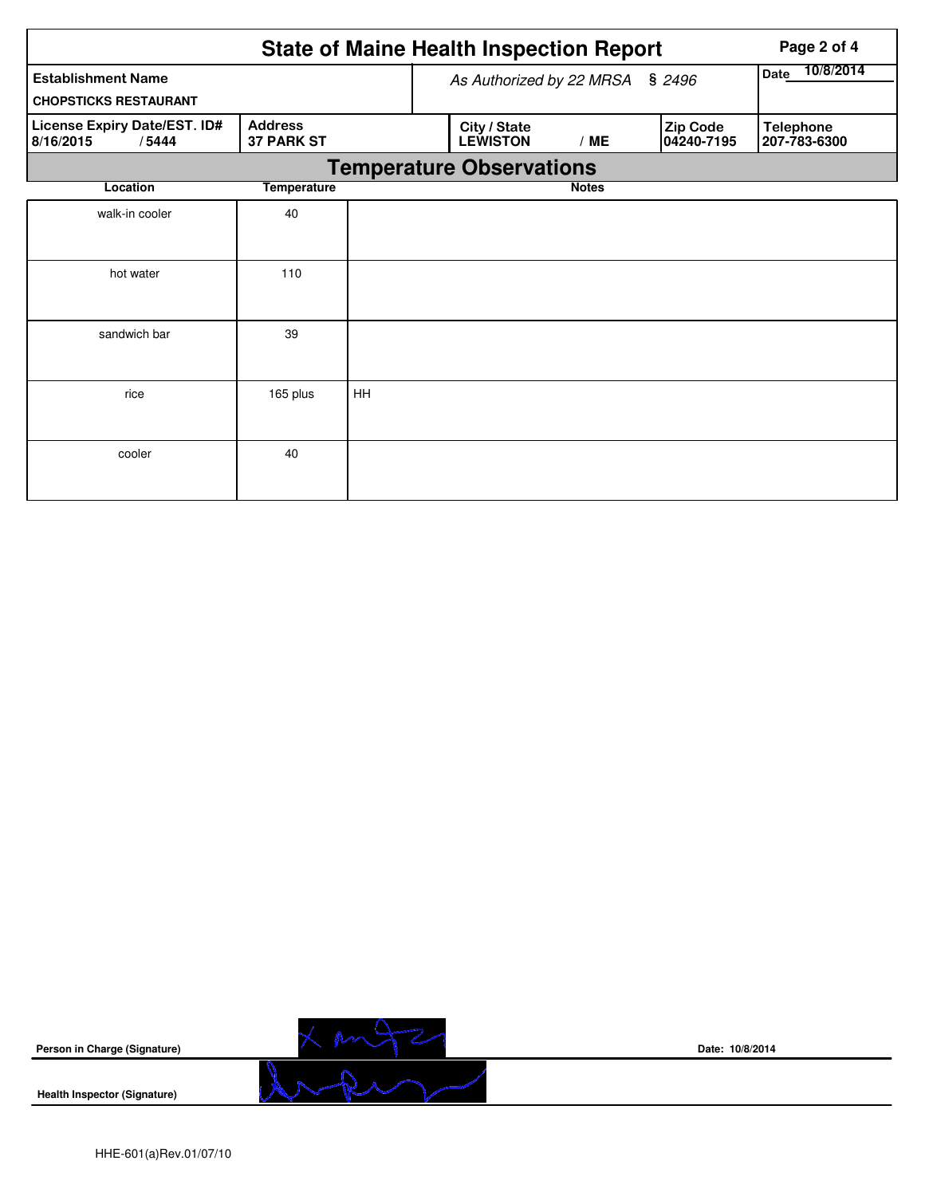# State of Maine Health Inspection Report

| Establishment Name | As Authorized by 22 MRSA § 2496 | Date 10/8/2014 |
|---|---|---|
| CHOPSTICKS RESTAURANT | | |

| License Expiry Date/EST. ID# | Address | City / State | Zip Code | Telephone |
|---|---|---|---|---|
| 8/16/2015 / 5444 | 37 PARK ST | LEWISTON / ME | 04240-7195 | 207-783-6300 |

## Temperature Observations

| Location | Temperature | Notes |
|---|---|---|
| walk-in cooler | 40 | |
| hot water | 110 | |
| sandwich bar | 39 | |
| rice | 165 plus | HH |
| cooler | 40 | |

**Person in Charge (Signature)** Date: 10/8/2014

**Health Inspector (Signature)**

HHE-601(a)Rev.01/07/10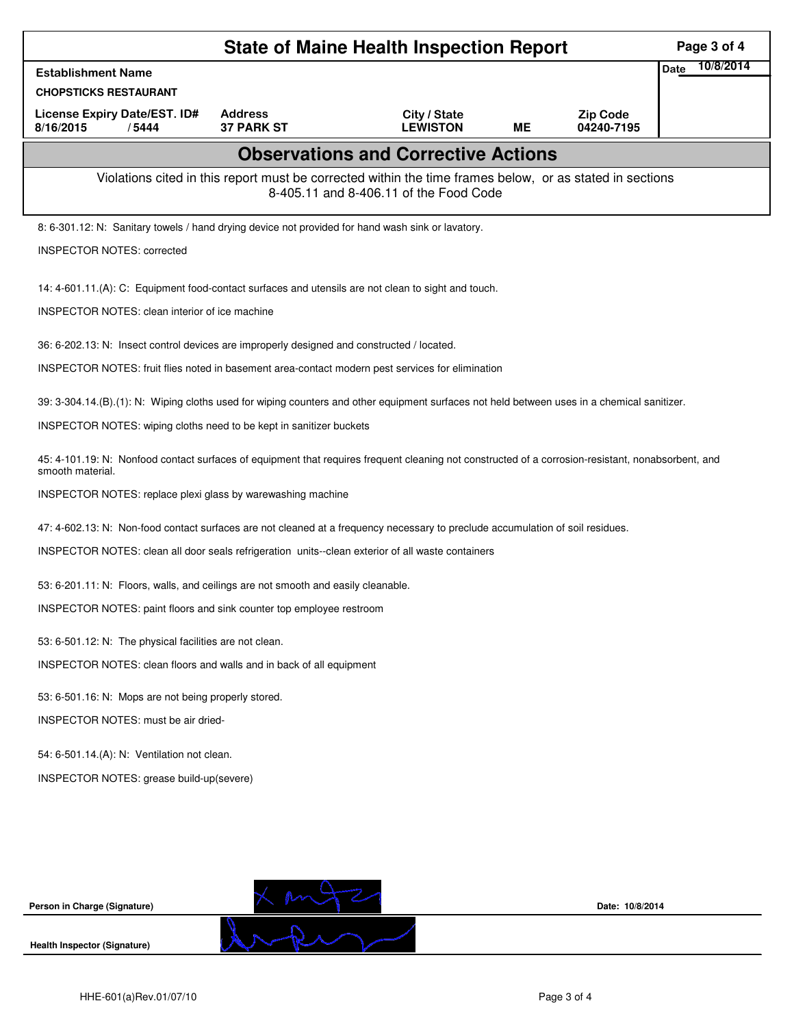# State of Maine Health Inspection Report

| Establishment Name | | | | | Date 10/8/2014 |
|---|---|---|---|---|---|
| CHOPSTICKS RESTAURANT | | | | | |
| License Expiry Date/EST. ID# | Address | City / State | | Zip Code | |
| 8/16/2015 / 5444 | 37 PARK ST | LEWISTON | ME | 04240-7195 | |

## Observations and Corrective Actions

Violations cited in this report must be corrected within the time frames below, or as stated in sections 8-405.11 and 8-406.11 of the Food Code

8: 6-301.12: N: Sanitary towels / hand drying device not provided for hand wash sink or lavatory.

INSPECTOR NOTES: corrected

14: 4-601.11.(A): C: Equipment food-contact surfaces and utensils are not clean to sight and touch.

INSPECTOR NOTES: clean interior of ice machine

36: 6-202.13: N: Insect control devices are improperly designed and constructed / located.

INSPECTOR NOTES: fruit flies noted in basement area-contact modern pest services for elimination

39: 3-304.14.(B).(1): N: Wiping cloths used for wiping counters and other equipment surfaces not held between uses in a chemical sanitizer.

INSPECTOR NOTES: wiping cloths need to be kept in sanitizer buckets

45: 4-101.19: N: Nonfood contact surfaces of equipment that requires frequent cleaning not constructed of a corrosion-resistant, nonabsorbent, and smooth material.

INSPECTOR NOTES: replace plexi glass by warewashing machine

47: 4-602.13: N: Non-food contact surfaces are not cleaned at a frequency necessary to preclude accumulation of soil residues.

INSPECTOR NOTES: clean all door seals refrigeration units--clean exterior of all waste containers

53: 6-201.11: N: Floors, walls, and ceilings are not smooth and easily cleanable.

INSPECTOR NOTES: paint floors and sink counter top employee restroom

53: 6-501.12: N: The physical facilities are not clean.

INSPECTOR NOTES: clean floors and walls and in back of all equipment

53: 6-501.16: N: Mops are not being properly stored.

INSPECTOR NOTES: must be air dried-

54: 6-501.14.(A): N: Ventilation not clean.

INSPECTOR NOTES: grease build-up(severe)

**Person in Charge (Signature)** Date: 10/8/2014

**Health Inspector (Signature)**

HHE-601(a)Rev.01/07/10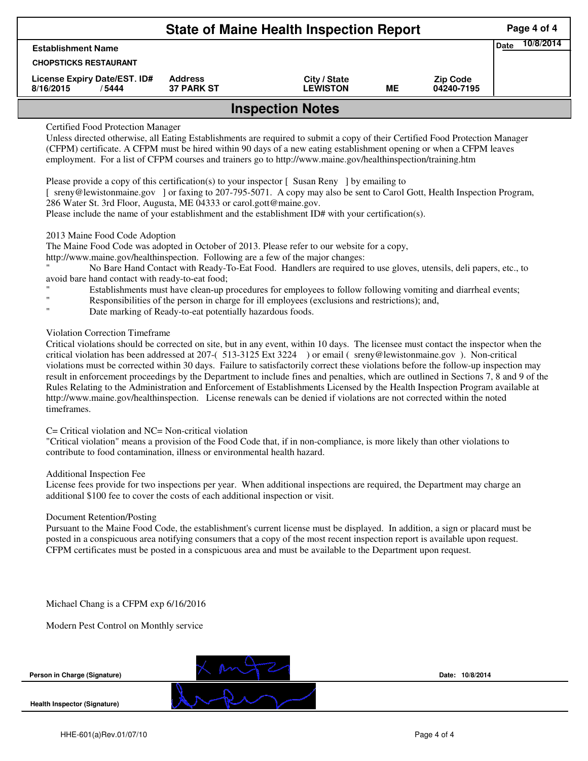# State of Maine Health Inspection Report

| Establishment Name | | | | | Date 10/8/2014 |
|---|---|---|---|---|---|
| CHOPSTICKS RESTAURANT | | | | | |
| License Expiry Date/EST. ID# | Address | City / State | | Zip Code | |
| 8/16/2015 / 5444 | 37 PARK ST | LEWISTON | ME | 04240-7195 | |

## Inspection Notes

Certified Food Protection Manager

Unless directed otherwise, all Eating Establishments are required to submit a copy of their Certified Food Protection Manager (CFPM) certificate. A CFPM must be hired within 90 days of a new eating establishment opening or when a CFPM leaves employment. For a list of CFPM courses and trainers go to http://www.maine.gov/healthinspection/training.htm

Please provide a copy of this certification(s) to your inspector [ Susan Reny ] by emailing to [ sreny@lewistonmaine.gov ] or faxing to 207-795-5071. A copy may also be sent to Carol Gott, Health Inspection Program, 286 Water St. 3rd Floor, Augusta, ME 04333 or carol.gott@maine.gov.

Please include the name of your establishment and the establishment ID# with your certification(s).

2013 Maine Food Code Adoption

The Maine Food Code was adopted in October of 2013. Please refer to our website for a copy, http://www.maine.gov/healthinspection. Following are a few of the major changes:

" No Bare Hand Contact with Ready-To-Eat Food. Handlers are required to use gloves, utensils, deli papers, etc., to avoid bare hand contact with ready-to-eat food;

" Establishments must have clean-up procedures for employees to follow following vomiting and diarrheal events;

" Responsibilities of the person in charge for ill employees (exclusions and restrictions); and,

" Date marking of Ready-to-eat potentially hazardous foods.

Violation Correction Timeframe

Critical violations should be corrected on site, but in any event, within 10 days. The licensee must contact the inspector when the critical violation has been addressed at 207-( 513-3125 Ext 3224 ) or email ( sreny@lewistonmaine.gov ). Non-critical violations must be corrected within 30 days. Failure to satisfactorily correct these violations before the follow-up inspection may result in enforcement proceedings by the Department to include fines and penalties, which are outlined in Sections 7, 8 and 9 of the Rules Relating to the Administration and Enforcement of Establishments Licensed by the Health Inspection Program available at http://www.maine.gov/healthinspection. License renewals can be denied if violations are not corrected within the noted timeframes.

C= Critical violation and NC= Non-critical violation

"Critical violation" means a provision of the Food Code that, if in non-compliance, is more likely than other violations to contribute to food contamination, illness or environmental health hazard.

Additional Inspection Fee

License fees provide for two inspections per year. When additional inspections are required, the Department may charge an additional $100 fee to cover the costs of each additional inspection or visit.

Document Retention/Posting

Pursuant to the Maine Food Code, the establishment's current license must be displayed. In addition, a sign or placard must be posted in a conspicuous area notifying consumers that a copy of the most recent inspection report is available upon request. CFPM certificates must be posted in a conspicuous area and must be available to the Department upon request.

Michael Chang is a CFPM exp 6/16/2016

Modern Pest Control on Monthly service

Person in Charge (Signature) Date: 10/8/2014

Health Inspector (Signature)

HHE-601(a)Rev.01/07/10